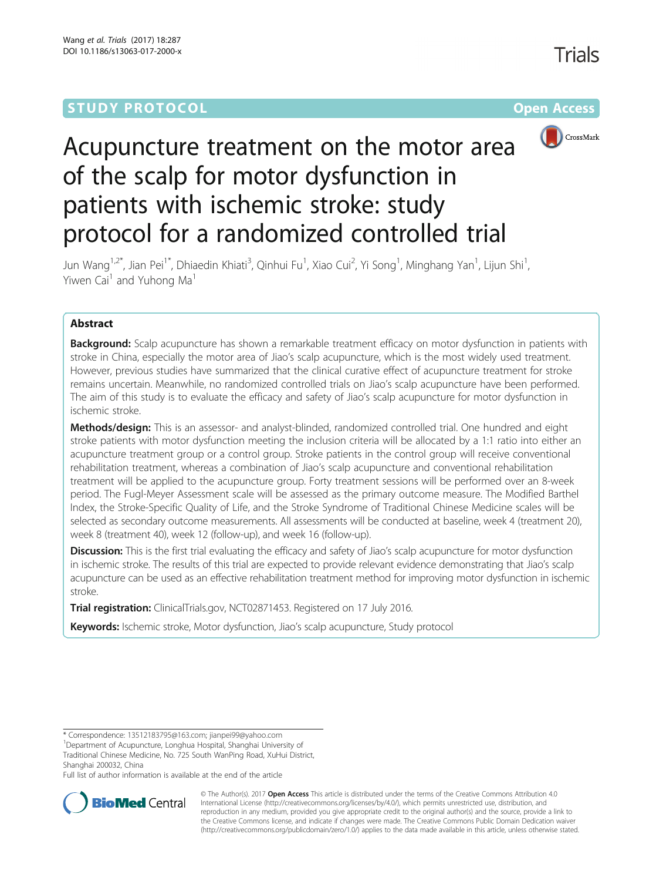STUDY PROTOCOL Open Access

# Acupuncture treatment on the motor area of the scalp for motor dysfunction in patients with ischemic stroke: study protocol for a randomized controlled trial

Jun Wang[1,2*], Jian Pei[1*], Dhiaedin Khiati[3], Qinhui Fu[1], Xiao Cui[2], Yi Song[1], Minghang Yan[1], Lijun Shi[1], Yiwen Cai[1] and Yuhong Ma[1]

## Abstract

**Background:** Scalp acupuncture has shown a remarkable treatment efficacy on motor dysfunction in patients with stroke in China, especially the motor area of Jiao's scalp acupuncture, which is the most widely used treatment. However, previous studies have summarized that the clinical curative effect of acupuncture treatment for stroke remains uncertain. Meanwhile, no randomized controlled trials on Jiao's scalp acupuncture have been performed. The aim of this study is to evaluate the efficacy and safety of Jiao's scalp acupuncture for motor dysfunction in ischemic stroke.

**Methods/design:** This is an assessor- and analyst-blinded, randomized controlled trial. One hundred and eight stroke patients with motor dysfunction meeting the inclusion criteria will be allocated by a 1:1 ratio into either an acupuncture treatment group or a control group. Stroke patients in the control group will receive conventional rehabilitation treatment, whereas a combination of Jiao's scalp acupuncture and conventional rehabilitation treatment will be applied to the acupuncture group. Forty treatment sessions will be performed over an 8-week period. The Fugl-Meyer Assessment scale will be assessed as the primary outcome measure. The Modified Barthel Index, the Stroke-Specific Quality of Life, and the Stroke Syndrome of Traditional Chinese Medicine scales will be selected as secondary outcome measurements. All assessments will be conducted at baseline, week 4 (treatment 20), week 8 (treatment 40), week 12 (follow-up), and week 16 (follow-up).

**Discussion:** This is the first trial evaluating the efficacy and safety of Jiao's scalp acupuncture for motor dysfunction in ischemic stroke. The results of this trial are expected to provide relevant evidence demonstrating that Jiao's scalp acupuncture can be used as an effective rehabilitation treatment method for improving motor dysfunction in ischemic stroke.

**Trial registration:** ClinicalTrials.gov, NCT02871453. Registered on 17 July 2016.

**Keywords:** Ischemic stroke, Motor dysfunction, Jiao's scalp acupuncture, Study protocol

* Correspondence: 13512183795@163.com; jianpei99@yahoo.com
[1]Department of Acupuncture, Longhua Hospital, Shanghai University of Traditional Chinese Medicine, No. 725 South WanPing Road, XuHui District, Shanghai 200032, China
Full list of author information is available at the end of the article

© The Author(s). 2017 **Open Access** This article is distributed under the terms of the Creative Commons Attribution 4.0 International License (http://creativecommons.org/licenses/by/4.0/), which permits unrestricted use, distribution, and reproduction in any medium, provided you give appropriate credit to the original author(s) and the source, provide a link to the Creative Commons license, and indicate if changes were made. The Creative Commons Public Domain Dedication waiver (http://creativecommons.org/publicdomain/zero/1.0/) applies to the data made available in this article, unless otherwise stated.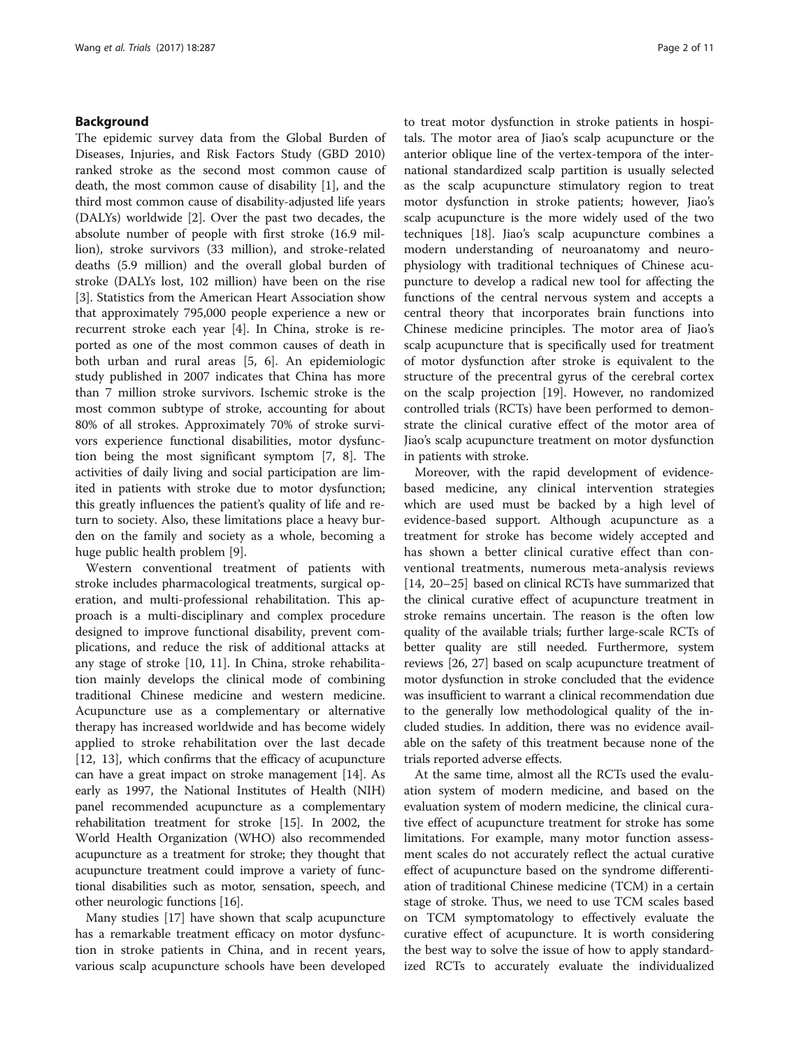## Background

The epidemic survey data from the Global Burden of Diseases, Injuries, and Risk Factors Study (GBD 2010) ranked stroke as the second most common cause of death, the most common cause of disability [1], and the third most common cause of disability-adjusted life years (DALYs) worldwide [2]. Over the past two decades, the absolute number of people with first stroke (16.9 million), stroke survivors (33 million), and stroke-related deaths (5.9 million) and the overall global burden of stroke (DALYs lost, 102 million) have been on the rise [3]. Statistics from the American Heart Association show that approximately 795,000 people experience a new or recurrent stroke each year [4]. In China, stroke is reported as one of the most common causes of death in both urban and rural areas [5, 6]. An epidemiologic study published in 2007 indicates that China has more than 7 million stroke survivors. Ischemic stroke is the most common subtype of stroke, accounting for about 80% of all strokes. Approximately 70% of stroke survivors experience functional disabilities, motor dysfunction being the most significant symptom [7, 8]. The activities of daily living and social participation are limited in patients with stroke due to motor dysfunction; this greatly influences the patient's quality of life and return to society. Also, these limitations place a heavy burden on the family and society as a whole, becoming a huge public health problem [9].

Western conventional treatment of patients with stroke includes pharmacological treatments, surgical operation, and multi-professional rehabilitation. This approach is a multi-disciplinary and complex procedure designed to improve functional disability, prevent complications, and reduce the risk of additional attacks at any stage of stroke [10, 11]. In China, stroke rehabilitation mainly develops the clinical mode of combining traditional Chinese medicine and western medicine. Acupuncture use as a complementary or alternative therapy has increased worldwide and has become widely applied to stroke rehabilitation over the last decade [12, 13], which confirms that the efficacy of acupuncture can have a great impact on stroke management [14]. As early as 1997, the National Institutes of Health (NIH) panel recommended acupuncture as a complementary rehabilitation treatment for stroke [15]. In 2002, the World Health Organization (WHO) also recommended acupuncture as a treatment for stroke; they thought that acupuncture treatment could improve a variety of functional disabilities such as motor, sensation, speech, and other neurologic functions [16].

Many studies [17] have shown that scalp acupuncture has a remarkable treatment efficacy on motor dysfunction in stroke patients in China, and in recent years, various scalp acupuncture schools have been developed to treat motor dysfunction in stroke patients in hospitals. The motor area of Jiao's scalp acupuncture or the anterior oblique line of the vertex-tempora of the international standardized scalp partition is usually selected as the scalp acupuncture stimulatory region to treat motor dysfunction in stroke patients; however, Jiao's scalp acupuncture is the more widely used of the two techniques [18]. Jiao's scalp acupuncture combines a modern understanding of neuroanatomy and neurophysiology with traditional techniques of Chinese acupuncture to develop a radical new tool for affecting the functions of the central nervous system and accepts a central theory that incorporates brain functions into Chinese medicine principles. The motor area of Jiao's scalp acupuncture that is specifically used for treatment of motor dysfunction after stroke is equivalent to the structure of the precentral gyrus of the cerebral cortex on the scalp projection [19]. However, no randomized controlled trials (RCTs) have been performed to demonstrate the clinical curative effect of the motor area of Jiao's scalp acupuncture treatment on motor dysfunction in patients with stroke.

Moreover, with the rapid development of evidence-based medicine, any clinical intervention strategies which are used must be backed by a high level of evidence-based support. Although acupuncture as a treatment for stroke has become widely accepted and has shown a better clinical curative effect than conventional treatments, numerous meta-analysis reviews [14, 20–25] based on clinical RCTs have summarized that the clinical curative effect of acupuncture treatment in stroke remains uncertain. The reason is the often low quality of the available trials; further large-scale RCTs of better quality are still needed. Furthermore, system reviews [26, 27] based on scalp acupuncture treatment of motor dysfunction in stroke concluded that the evidence was insufficient to warrant a clinical recommendation due to the generally low methodological quality of the included studies. In addition, there was no evidence available on the safety of this treatment because none of the trials reported adverse effects.

At the same time, almost all the RCTs used the evaluation system of modern medicine, and based on the evaluation system of modern medicine, the clinical curative effect of acupuncture treatment for stroke has some limitations. For example, many motor function assessment scales do not accurately reflect the actual curative effect of acupuncture based on the syndrome differentiation of traditional Chinese medicine (TCM) in a certain stage of stroke. Thus, we need to use TCM scales based on TCM symptomatology to effectively evaluate the curative effect of acupuncture. It is worth considering the best way to solve the issue of how to apply standardized RCTs to accurately evaluate the individualized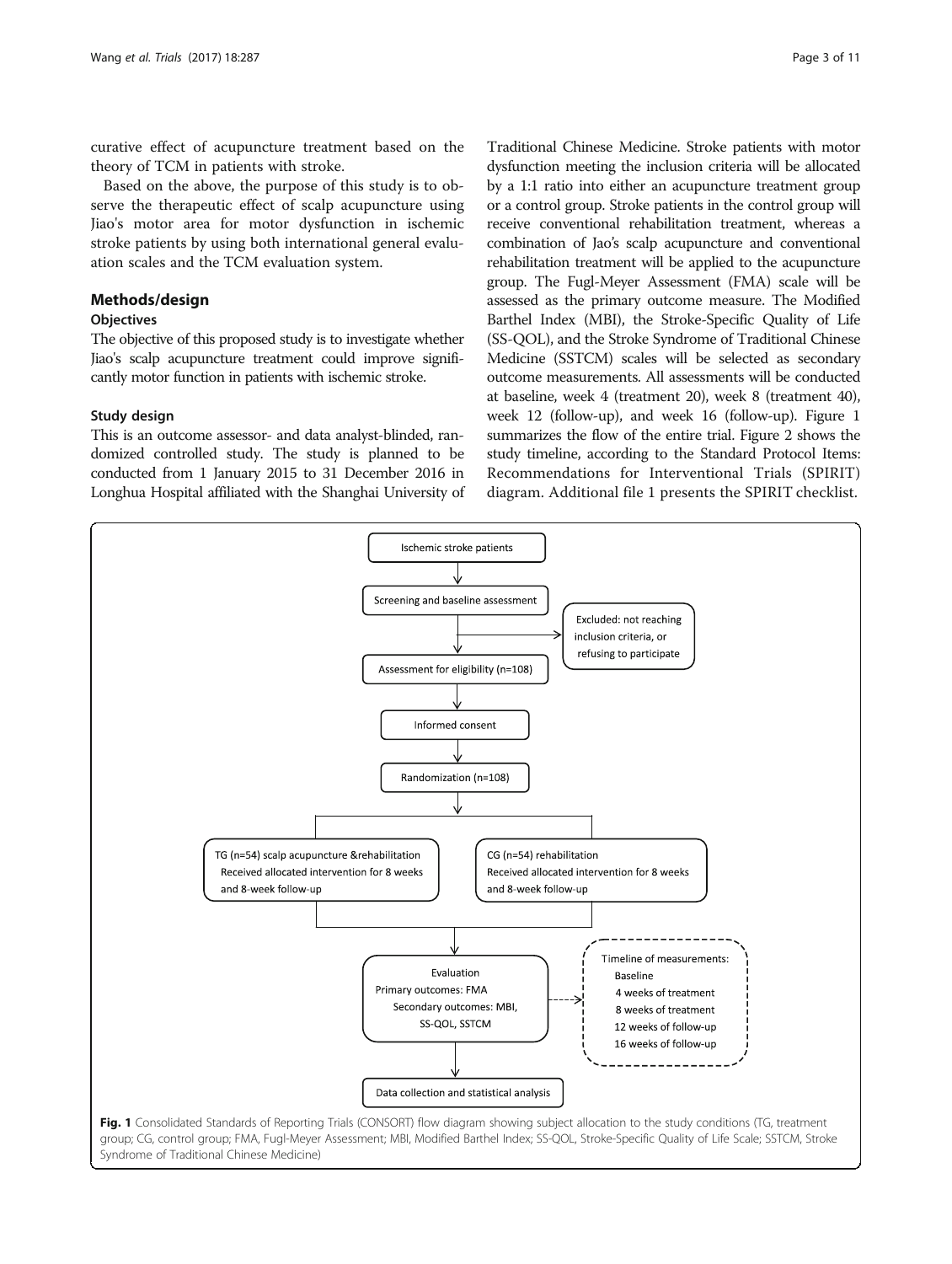curative effect of acupuncture treatment based on the theory of TCM in patients with stroke.

Based on the above, the purpose of this study is to observe the therapeutic effect of scalp acupuncture using Jiao's motor area for motor dysfunction in ischemic stroke patients by using both international general evaluation scales and the TCM evaluation system.

## Methods/design

### Objectives

The objective of this proposed study is to investigate whether Jiao's scalp acupuncture treatment could improve significantly motor function in patients with ischemic stroke.

### Study design

This is an outcome assessor- and data analyst-blinded, randomized controlled study. The study is planned to be conducted from 1 January 2015 to 31 December 2016 in Longhua Hospital affiliated with the Shanghai University of Traditional Chinese Medicine. Stroke patients with motor dysfunction meeting the inclusion criteria will be allocated by a 1:1 ratio into either an acupuncture treatment group or a control group. Stroke patients in the control group will receive conventional rehabilitation treatment, whereas a combination of Jao's scalp acupuncture and conventional rehabilitation treatment will be applied to the acupuncture group. The Fugl-Meyer Assessment (FMA) scale will be assessed as the primary outcome measure. The Modified Barthel Index (MBI), the Stroke-Specific Quality of Life (SS-QOL), and the Stroke Syndrome of Traditional Chinese Medicine (SSTCM) scales will be selected as secondary outcome measurements. All assessments will be conducted at baseline, week 4 (treatment 20), week 8 (treatment 40), week 12 (follow-up), and week 16 (follow-up). Figure 1 summarizes the flow of the entire trial. Figure 2 shows the study timeline, according to the Standard Protocol Items: Recommendations for Interventional Trials (SPIRIT) diagram. Additional file 1 presents the SPIRIT checklist.

Ischemic stroke patients → Screening and baseline assessment → (Excluded: not reaching inclusion criteria, or refusing to participate) → Assessment for eligibility (n=108) → Informed consent → Randomization (n=108)

- TG (n=54) scalp acupuncture &rehabilitation. Received allocated intervention for 8 weeks and 8-week follow-up
- CG (n=54) rehabilitation. Received allocated intervention for 8 weeks and 8-week follow-up

Evaluation: Primary outcomes: FMA; Secondary outcomes: MBI, SS-QOL, SSTCM

Timeline of measurements: Baseline; 4 weeks of treatment; 8 weeks of treatment; 12 weeks of follow-up; 16 weeks of follow-up

→ Data collection and statistical analysis

**Fig. 1** Consolidated Standards of Reporting Trials (CONSORT) flow diagram showing subject allocation to the study conditions (TG, treatment group; CG, control group; FMA, Fugl-Meyer Assessment; MBI, Modified Barthel Index; SS-QOL, Stroke-Specific Quality of Life Scale; SSTCM, Stroke Syndrome of Traditional Chinese Medicine)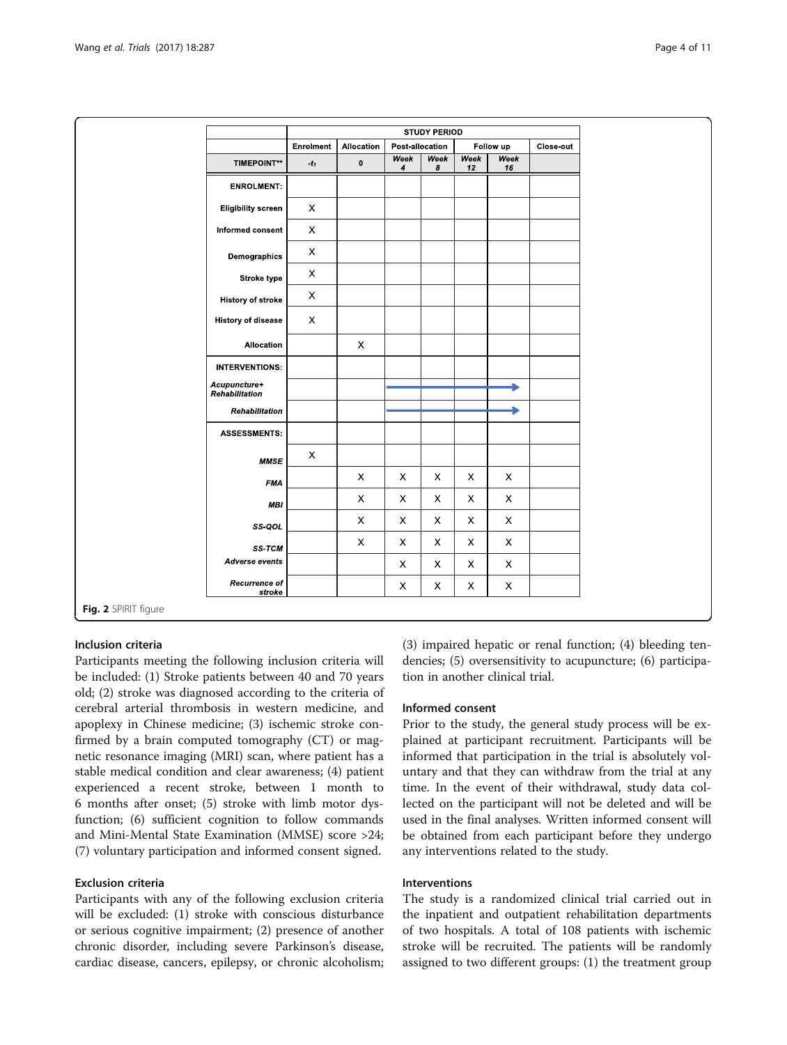|  | STUDY PERIOD |  |  |  |  |  |  |
|---|---|---|---|---|---|---|---|
|  | Enrolment | Allocation | Post-allocation |  | Follow up |  | Close-out |
| TIMEPOINT** | $-t_1$ | 0 | *Week 4* | *Week 8* | *Week 12* | *Week 16* |  |
| ENROLMENT: |  |  |  |  |  |  |  |
| Eligibility screen | X |  |  |  |  |  |  |
| Informed consent | X |  |  |  |  |  |  |
| Demographics | X |  |  |  |  |  |  |
| Stroke type | X |  |  |  |  |  |  |
| History of stroke | X |  |  |  |  |  |  |
| History of disease | X |  |  |  |  |  |  |
| Allocation |  | X |  |  |  |  |  |
| INTERVENTIONS: |  |  |  |  |  |  |  |
| *Acupuncture+ Rehabilitation* |  |  | → | → | → | → |  |
| *Rehabilitation* |  |  | → | → | → | → |  |
| ASSESSMENTS: |  |  |  |  |  |  |  |
| *MMSE* | X |  |  |  |  |  |  |
| *FMA* |  | X | X | X | X | X |  |
| *MBI* |  | X | X | X | X | X |  |
| *SS-QOL* |  | X | X | X | X | X |  |
| *SS-TCM* |  | X | X | X | X | X |  |
| *Adverse events* |  |  | X | X | X | X |  |
| *Recurrence of stroke* |  |  | X | X | X | X |  |

**Fig. 2** SPIRIT figure

### Inclusion criteria

Participants meeting the following inclusion criteria will be included: (1) Stroke patients between 40 and 70 years old; (2) stroke was diagnosed according to the criteria of cerebral arterial thrombosis in western medicine, and apoplexy in Chinese medicine; (3) ischemic stroke confirmed by a brain computed tomography (CT) or magnetic resonance imaging (MRI) scan, where patient has a stable medical condition and clear awareness; (4) patient experienced a recent stroke, between 1 month to 6 months after onset; (5) stroke with limb motor dysfunction; (6) sufficient cognition to follow commands and Mini-Mental State Examination (MMSE) score >24; (7) voluntary participation and informed consent signed.

### Exclusion criteria

Participants with any of the following exclusion criteria will be excluded: (1) stroke with conscious disturbance or serious cognitive impairment; (2) presence of another chronic disorder, including severe Parkinson's disease, cardiac disease, cancers, epilepsy, or chronic alcoholism; (3) impaired hepatic or renal function; (4) bleeding tendencies; (5) oversensitivity to acupuncture; (6) participation in another clinical trial.

### Informed consent

Prior to the study, the general study process will be explained at participant recruitment. Participants will be informed that participation in the trial is absolutely voluntary and that they can withdraw from the trial at any time. In the event of their withdrawal, study data collected on the participant will not be deleted and will be used in the final analyses. Written informed consent will be obtained from each participant before they undergo any interventions related to the study.

### Interventions

The study is a randomized clinical trial carried out in the inpatient and outpatient rehabilitation departments of two hospitals. A total of 108 patients with ischemic stroke will be recruited. The patients will be randomly assigned to two different groups: (1) the treatment group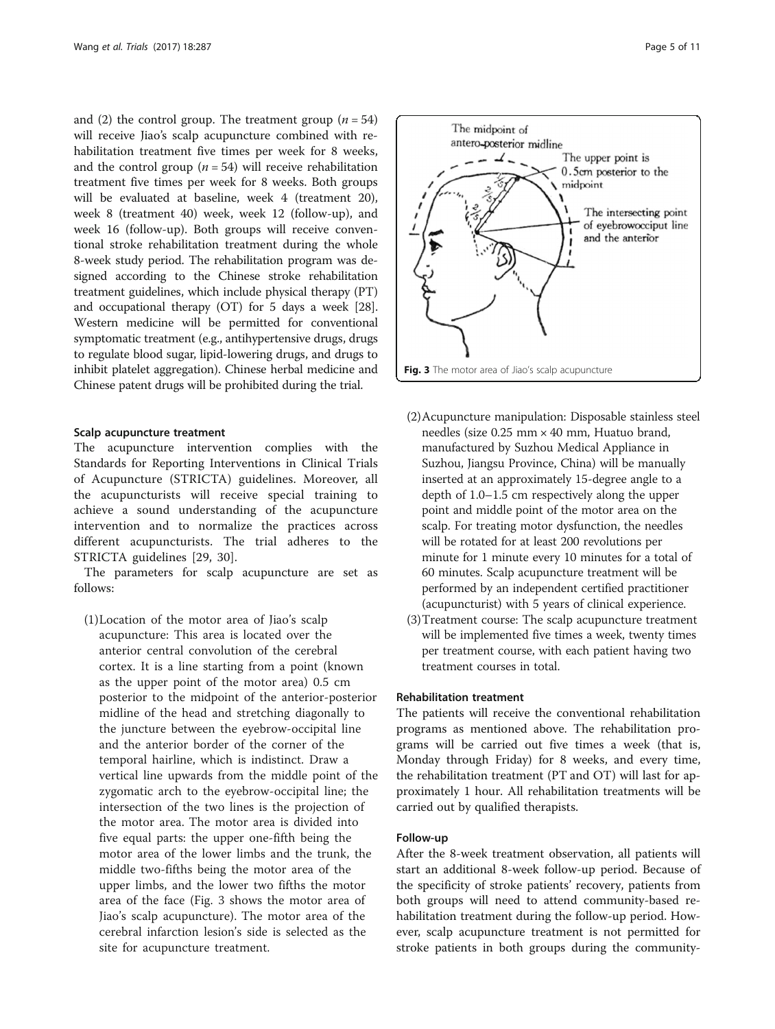and (2) the control group. The treatment group ($n = 54$) will receive Jiao's scalp acupuncture combined with rehabilitation treatment five times per week for 8 weeks, and the control group ($n = 54$) will receive rehabilitation treatment five times per week for 8 weeks. Both groups will be evaluated at baseline, week 4 (treatment 20), week 8 (treatment 40) week, week 12 (follow-up), and week 16 (follow-up). Both groups will receive conventional stroke rehabilitation treatment during the whole 8-week study period. The rehabilitation program was designed according to the Chinese stroke rehabilitation treatment guidelines, which include physical therapy (PT) and occupational therapy (OT) for 5 days a week [28]. Western medicine will be permitted for conventional symptomatic treatment (e.g., antihypertensive drugs, drugs to regulate blood sugar, lipid-lowering drugs, and drugs to inhibit platelet aggregation). Chinese herbal medicine and Chinese patent drugs will be prohibited during the trial.

#### Scalp acupuncture treatment

The acupuncture intervention complies with the Standards for Reporting Interventions in Clinical Trials of Acupuncture (STRICTA) guidelines. Moreover, all the acupuncturists will receive special training to achieve a sound understanding of the acupuncture intervention and to normalize the practices across different acupuncturists. The trial adheres to the STRICTA guidelines [29, 30].

The parameters for scalp acupuncture are set as follows:

(1) Location of the motor area of Jiao's scalp acupuncture: This area is located over the anterior central convolution of the cerebral cortex. It is a line starting from a point (known as the upper point of the motor area) 0.5 cm posterior to the midpoint of the anterior-posterior midline of the head and stretching diagonally to the juncture between the eyebrow-occipital line and the anterior border of the corner of the temporal hairline, which is indistinct. Draw a vertical line upwards from the middle point of the zygomatic arch to the eyebrow-occipital line; the intersection of the two lines is the projection of the motor area. The motor area is divided into five equal parts: the upper one-fifth being the motor area of the lower limbs and the trunk, the middle two-fifths being the motor area of the upper limbs, and the lower two fifths the motor area of the face (Fig. 3 shows the motor area of Jiao's scalp acupuncture). The motor area of the cerebral infarction lesion's side is selected as the site for acupuncture treatment.

**Fig. 3** The motor area of Jiao's scalp acupuncture

(2) Acupuncture manipulation: Disposable stainless steel needles (size 0.25 mm × 40 mm, Huatuo brand, manufactured by Suzhou Medical Appliance in Suzhou, Jiangsu Province, China) will be manually inserted at an approximately 15-degree angle to a depth of 1.0–1.5 cm respectively along the upper point and middle point of the motor area on the scalp. For treating motor dysfunction, the needles will be rotated for at least 200 revolutions per minute for 1 minute every 10 minutes for a total of 60 minutes. Scalp acupuncture treatment will be performed by an independent certified practitioner (acupuncturist) with 5 years of clinical experience.

(3) Treatment course: The scalp acupuncture treatment will be implemented five times a week, twenty times per treatment course, with each patient having two treatment courses in total.

#### Rehabilitation treatment

The patients will receive the conventional rehabilitation programs as mentioned above. The rehabilitation programs will be carried out five times a week (that is, Monday through Friday) for 8 weeks, and every time, the rehabilitation treatment (PT and OT) will last for approximately 1 hour. All rehabilitation treatments will be carried out by qualified therapists.

#### Follow-up

After the 8-week treatment observation, all patients will start an additional 8-week follow-up period. Because of the specificity of stroke patients' recovery, patients from both groups will need to attend community-based rehabilitation treatment during the follow-up period. However, scalp acupuncture treatment is not permitted for stroke patients in both groups during the community-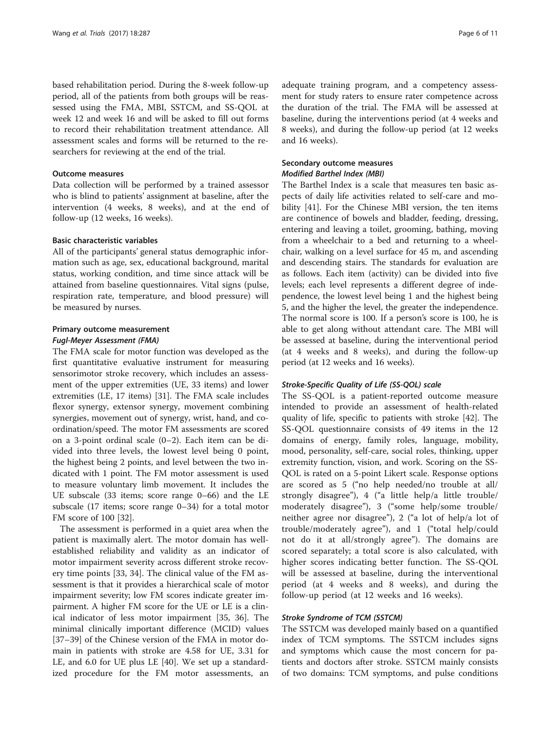based rehabilitation period. During the 8-week follow-up period, all of the patients from both groups will be reassessed using the FMA, MBI, SSTCM, and SS-QOL at week 12 and week 16 and will be asked to fill out forms to record their rehabilitation treatment attendance. All assessment scales and forms will be returned to the researchers for reviewing at the end of the trial.

### Outcome measures

Data collection will be performed by a trained assessor who is blind to patients' assignment at baseline, after the intervention (4 weeks, 8 weeks), and at the end of follow-up (12 weeks, 16 weeks).

### Basic characteristic variables

All of the participants' general status demographic information such as age, sex, educational background, marital status, working condition, and time since attack will be attained from baseline questionnaires. Vital signs (pulse, respiration rate, temperature, and blood pressure) will be measured by nurses.

### Primary outcome measurement

#### *Fugl-Meyer Assessment (FMA)*

The FMA scale for motor function was developed as the first quantitative evaluative instrument for measuring sensorimotor stroke recovery, which includes an assessment of the upper extremities (UE, 33 items) and lower extremities (LE, 17 items) [31]. The FMA scale includes flexor synergy, extensor synergy, movement combining synergies, movement out of synergy, wrist, hand, and coordination/speed. The motor FM assessments are scored on a 3-point ordinal scale (0–2). Each item can be divided into three levels, the lowest level being 0 point, the highest being 2 points, and level between the two indicated with 1 point. The FM motor assessment is used to measure voluntary limb movement. It includes the UE subscale (33 items; score range 0–66) and the LE subscale (17 items; score range 0–34) for a total motor FM score of 100 [32].

The assessment is performed in a quiet area when the patient is maximally alert. The motor domain has well-established reliability and validity as an indicator of motor impairment severity across different stroke recovery time points [33, 34]. The clinical value of the FM assessment is that it provides a hierarchical scale of motor impairment severity; low FM scores indicate greater impairment. A higher FM score for the UE or LE is a clinical indicator of less motor impairment [35, 36]. The minimal clinically important difference (MCID) values [37–39] of the Chinese version of the FMA in motor domain in patients with stroke are 4.58 for UE, 3.31 for LE, and 6.0 for UE plus LE [40]. We set up a standardized procedure for the FM motor assessments, an adequate training program, and a competency assessment for study raters to ensure rater competence across the duration of the trial. The FMA will be assessed at baseline, during the interventions period (at 4 weeks and 8 weeks), and during the follow-up period (at 12 weeks and 16 weeks).

### Secondary outcome measures

#### *Modified Barthel Index (MBI)*

The Barthel Index is a scale that measures ten basic aspects of daily life activities related to self-care and mobility [41]. For the Chinese MBI version, the ten items are continence of bowels and bladder, feeding, dressing, entering and leaving a toilet, grooming, bathing, moving from a wheelchair to a bed and returning to a wheelchair, walking on a level surface for 45 m, and ascending and descending stairs. The standards for evaluation are as follows. Each item (activity) can be divided into five levels; each level represents a different degree of independence, the lowest level being 1 and the highest being 5, and the higher the level, the greater the independence. The normal score is 100. If a person's score is 100, he is able to get along without attendant care. The MBI will be assessed at baseline, during the interventional period (at 4 weeks and 8 weeks), and during the follow-up period (at 12 weeks and 16 weeks).

#### *Stroke-Specific Quality of Life (SS-QOL) scale*

The SS-QOL is a patient-reported outcome measure intended to provide an assessment of health-related quality of life, specific to patients with stroke [42]. The SS-QOL questionnaire consists of 49 items in the 12 domains of energy, family roles, language, mobility, mood, personality, self-care, social roles, thinking, upper extremity function, vision, and work. Scoring on the SS-QOL is rated on a 5-point Likert scale. Response options are scored as 5 ("no help needed/no trouble at all/ strongly disagree"), 4 ("a little help/a little trouble/ moderately disagree"), 3 ("some help/some trouble/ neither agree nor disagree"), 2 ("a lot of help/a lot of trouble/moderately agree"), and 1 ("total help/could not do it at all/strongly agree"). The domains are scored separately; a total score is also calculated, with higher scores indicating better function. The SS-QOL will be assessed at baseline, during the interventional period (at 4 weeks and 8 weeks), and during the follow-up period (at 12 weeks and 16 weeks).

#### *Stroke Syndrome of TCM (SSTCM)*

The SSTCM was developed mainly based on a quantified index of TCM symptoms. The SSTCM includes signs and symptoms which cause the most concern for patients and doctors after stroke. SSTCM mainly consists of two domains: TCM symptoms, and pulse conditions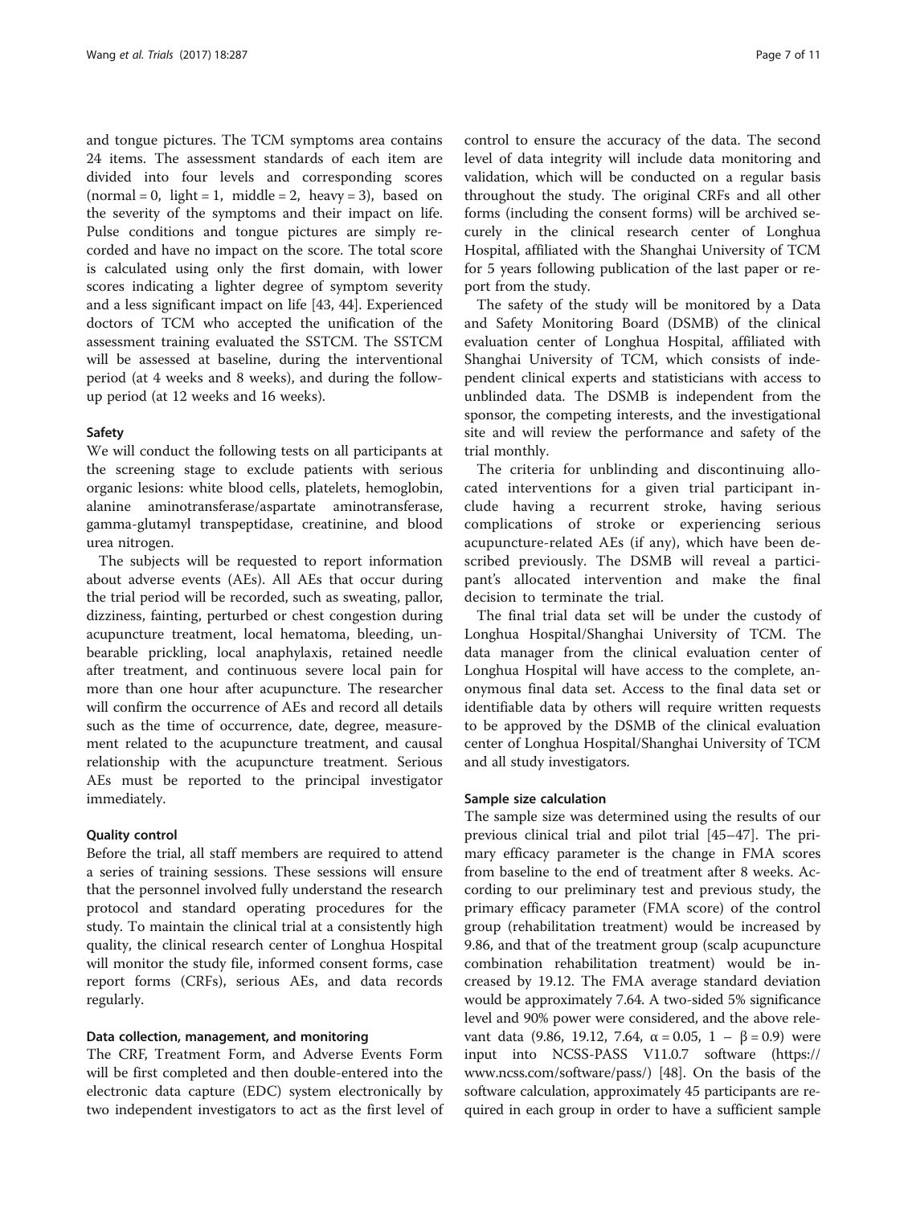and tongue pictures. The TCM symptoms area contains 24 items. The assessment standards of each item are divided into four levels and corresponding scores (normal = 0, light = 1, middle = 2, heavy = 3), based on the severity of the symptoms and their impact on life. Pulse conditions and tongue pictures are simply recorded and have no impact on the score. The total score is calculated using only the first domain, with lower scores indicating a lighter degree of symptom severity and a less significant impact on life [43, 44]. Experienced doctors of TCM who accepted the unification of the assessment training evaluated the SSTCM. The SSTCM will be assessed at baseline, during the interventional period (at 4 weeks and 8 weeks), and during the follow-up period (at 12 weeks and 16 weeks).

### Safety

We will conduct the following tests on all participants at the screening stage to exclude patients with serious organic lesions: white blood cells, platelets, hemoglobin, alanine aminotransferase/aspartate aminotransferase, gamma-glutamyl transpeptidase, creatinine, and blood urea nitrogen.

The subjects will be requested to report information about adverse events (AEs). All AEs that occur during the trial period will be recorded, such as sweating, pallor, dizziness, fainting, perturbed or chest congestion during acupuncture treatment, local hematoma, bleeding, unbearable prickling, local anaphylaxis, retained needle after treatment, and continuous severe local pain for more than one hour after acupuncture. The researcher will confirm the occurrence of AEs and record all details such as the time of occurrence, date, degree, measurement related to the acupuncture treatment, and causal relationship with the acupuncture treatment. Serious AEs must be reported to the principal investigator immediately.

### Quality control

Before the trial, all staff members are required to attend a series of training sessions. These sessions will ensure that the personnel involved fully understand the research protocol and standard operating procedures for the study. To maintain the clinical trial at a consistently high quality, the clinical research center of Longhua Hospital will monitor the study file, informed consent forms, case report forms (CRFs), serious AEs, and data records regularly.

### Data collection, management, and monitoring

The CRF, Treatment Form, and Adverse Events Form will be first completed and then double-entered into the electronic data capture (EDC) system electronically by two independent investigators to act as the first level of control to ensure the accuracy of the data. The second level of data integrity will include data monitoring and validation, which will be conducted on a regular basis throughout the study. The original CRFs and all other forms (including the consent forms) will be archived securely in the clinical research center of Longhua Hospital, affiliated with the Shanghai University of TCM for 5 years following publication of the last paper or report from the study.

The safety of the study will be monitored by a Data and Safety Monitoring Board (DSMB) of the clinical evaluation center of Longhua Hospital, affiliated with Shanghai University of TCM, which consists of independent clinical experts and statisticians with access to unblinded data. The DSMB is independent from the sponsor, the competing interests, and the investigational site and will review the performance and safety of the trial monthly.

The criteria for unblinding and discontinuing allocated interventions for a given trial participant include having a recurrent stroke, having serious complications of stroke or experiencing serious acupuncture-related AEs (if any), which have been described previously. The DSMB will reveal a participant's allocated intervention and make the final decision to terminate the trial.

The final trial data set will be under the custody of Longhua Hospital/Shanghai University of TCM. The data manager from the clinical evaluation center of Longhua Hospital will have access to the complete, anonymous final data set. Access to the final data set or identifiable data by others will require written requests to be approved by the DSMB of the clinical evaluation center of Longhua Hospital/Shanghai University of TCM and all study investigators.

### Sample size calculation

The sample size was determined using the results of our previous clinical trial and pilot trial [45–47]. The primary efficacy parameter is the change in FMA scores from baseline to the end of treatment after 8 weeks. According to our preliminary test and previous study, the primary efficacy parameter (FMA score) of the control group (rehabilitation treatment) would be increased by 9.86, and that of the treatment group (scalp acupuncture combination rehabilitation treatment) would be increased by 19.12. The FMA average standard deviation would be approximately 7.64. A two-sided 5% significance level and 90% power were considered, and the above relevant data (9.86, 19.12, 7.64, $\alpha = 0.05$, $1 - \beta = 0.9$) were input into NCSS-PASS V11.0.7 software (https://www.ncss.com/software/pass/) [48]. On the basis of the software calculation, approximately 45 participants are required in each group in order to have a sufficient sample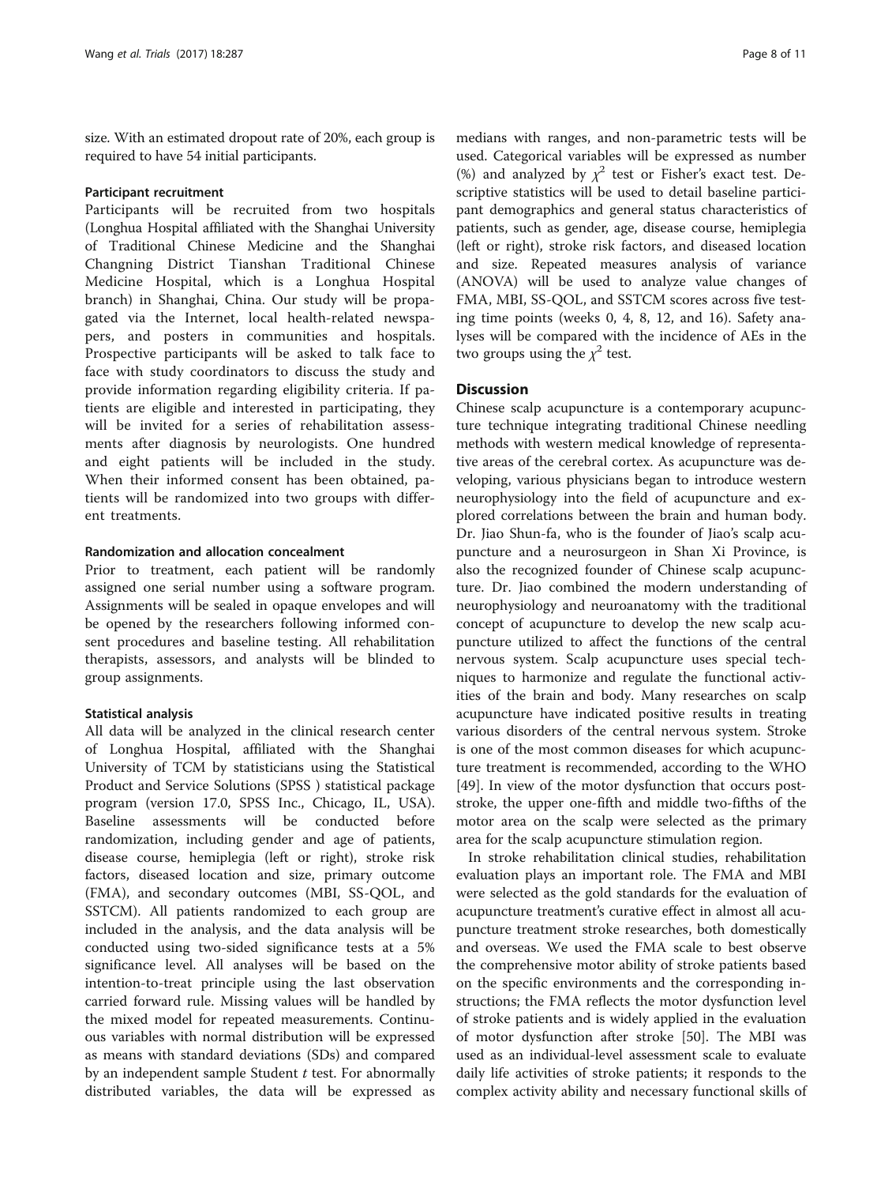size. With an estimated dropout rate of 20%, each group is required to have 54 initial participants.

#### Participant recruitment

Participants will be recruited from two hospitals (Longhua Hospital affiliated with the Shanghai University of Traditional Chinese Medicine and the Shanghai Changning District Tianshan Traditional Chinese Medicine Hospital, which is a Longhua Hospital branch) in Shanghai, China. Our study will be propagated via the Internet, local health-related newspapers, and posters in communities and hospitals. Prospective participants will be asked to talk face to face with study coordinators to discuss the study and provide information regarding eligibility criteria. If patients are eligible and interested in participating, they will be invited for a series of rehabilitation assessments after diagnosis by neurologists. One hundred and eight patients will be included in the study. When their informed consent has been obtained, patients will be randomized into two groups with different treatments.

#### Randomization and allocation concealment

Prior to treatment, each patient will be randomly assigned one serial number using a software program. Assignments will be sealed in opaque envelopes and will be opened by the researchers following informed consent procedures and baseline testing. All rehabilitation therapists, assessors, and analysts will be blinded to group assignments.

#### Statistical analysis

All data will be analyzed in the clinical research center of Longhua Hospital, affiliated with the Shanghai University of TCM by statisticians using the Statistical Product and Service Solutions (SPSS ) statistical package program (version 17.0, SPSS Inc., Chicago, IL, USA). Baseline assessments will be conducted before randomization, including gender and age of patients, disease course, hemiplegia (left or right), stroke risk factors, diseased location and size, primary outcome (FMA), and secondary outcomes (MBI, SS-QOL, and SSTCM). All patients randomized to each group are included in the analysis, and the data analysis will be conducted using two-sided significance tests at a 5% significance level. All analyses will be based on the intention-to-treat principle using the last observation carried forward rule. Missing values will be handled by the mixed model for repeated measurements. Continuous variables with normal distribution will be expressed as means with standard deviations (SDs) and compared by an independent sample Student *t* test. For abnormally distributed variables, the data will be expressed as medians with ranges, and non-parametric tests will be used. Categorical variables will be expressed as number (%) and analyzed by $\chi^2$ test or Fisher's exact test. Descriptive statistics will be used to detail baseline participant demographics and general status characteristics of patients, such as gender, age, disease course, hemiplegia (left or right), stroke risk factors, and diseased location and size. Repeated measures analysis of variance (ANOVA) will be used to analyze value changes of FMA, MBI, SS-QOL, and SSTCM scores across five testing time points (weeks 0, 4, 8, 12, and 16). Safety analyses will be compared with the incidence of AEs in the two groups using the $\chi^2$ test.

### Discussion

Chinese scalp acupuncture is a contemporary acupuncture technique integrating traditional Chinese needling methods with western medical knowledge of representative areas of the cerebral cortex. As acupuncture was developing, various physicians began to introduce western neurophysiology into the field of acupuncture and explored correlations between the brain and human body. Dr. Jiao Shun-fa, who is the founder of Jiao's scalp acupuncture and a neurosurgeon in Shan Xi Province, is also the recognized founder of Chinese scalp acupuncture. Dr. Jiao combined the modern understanding of neurophysiology and neuroanatomy with the traditional concept of acupuncture to develop the new scalp acupuncture utilized to affect the functions of the central nervous system. Scalp acupuncture uses special techniques to harmonize and regulate the functional activities of the brain and body. Many researches on scalp acupuncture have indicated positive results in treating various disorders of the central nervous system. Stroke is one of the most common diseases for which acupuncture treatment is recommended, according to the WHO [49]. In view of the motor dysfunction that occurs poststroke, the upper one-fifth and middle two-fifths of the motor area on the scalp were selected as the primary area for the scalp acupuncture stimulation region.

In stroke rehabilitation clinical studies, rehabilitation evaluation plays an important role. The FMA and MBI were selected as the gold standards for the evaluation of acupuncture treatment's curative effect in almost all acupuncture treatment stroke researches, both domestically and overseas. We used the FMA scale to best observe the comprehensive motor ability of stroke patients based on the specific environments and the corresponding instructions; the FMA reflects the motor dysfunction level of stroke patients and is widely applied in the evaluation of motor dysfunction after stroke [50]. The MBI was used as an individual-level assessment scale to evaluate daily life activities of stroke patients; it responds to the complex activity ability and necessary functional skills of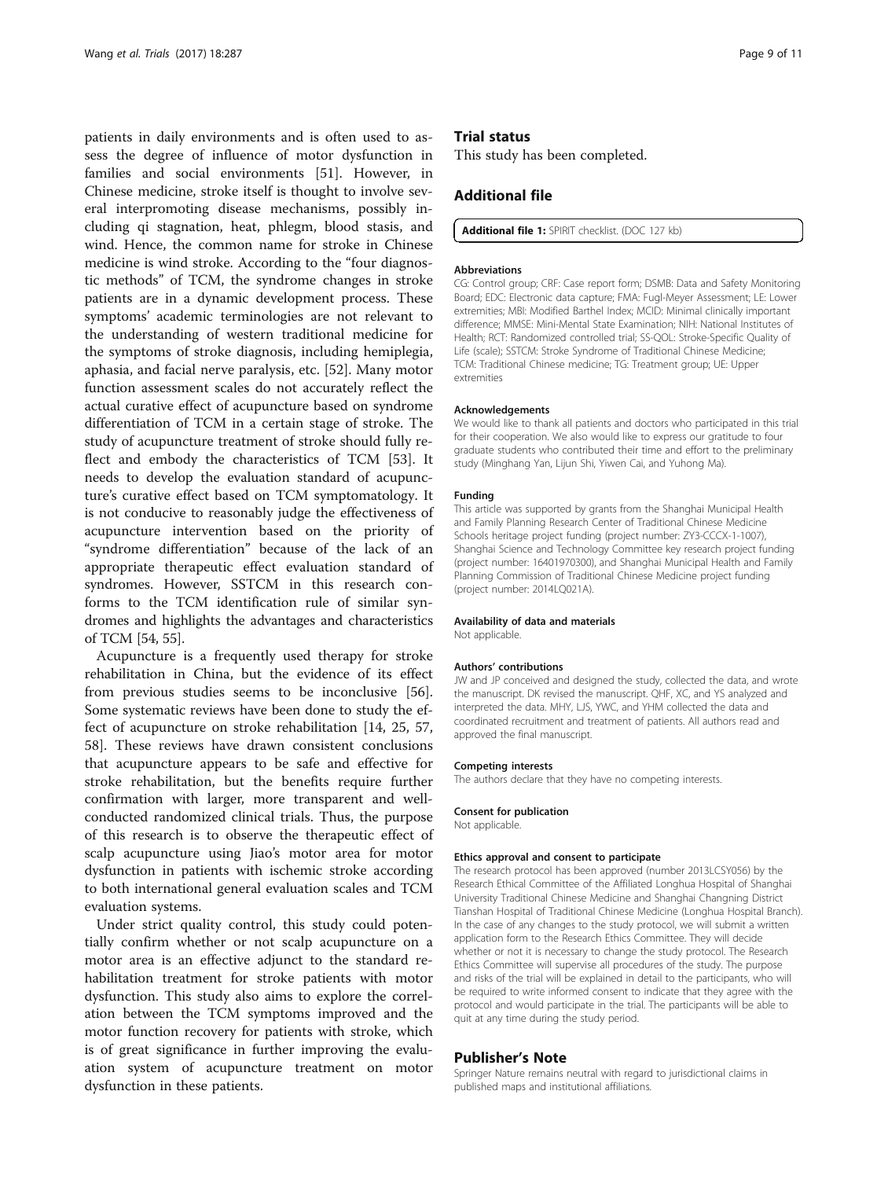patients in daily environments and is often used to assess the degree of influence of motor dysfunction in families and social environments [51]. However, in Chinese medicine, stroke itself is thought to involve several interpromoting disease mechanisms, possibly including qi stagnation, heat, phlegm, blood stasis, and wind. Hence, the common name for stroke in Chinese medicine is wind stroke. According to the "four diagnostic methods" of TCM, the syndrome changes in stroke patients are in a dynamic development process. These symptoms' academic terminologies are not relevant to the understanding of western traditional medicine for the symptoms of stroke diagnosis, including hemiplegia, aphasia, and facial nerve paralysis, etc. [52]. Many motor function assessment scales do not accurately reflect the actual curative effect of acupuncture based on syndrome differentiation of TCM in a certain stage of stroke. The study of acupuncture treatment of stroke should fully reflect and embody the characteristics of TCM [53]. It needs to develop the evaluation standard of acupuncture's curative effect based on TCM symptomatology. It is not conducive to reasonably judge the effectiveness of acupuncture intervention based on the priority of "syndrome differentiation" because of the lack of an appropriate therapeutic effect evaluation standard of syndromes. However, SSTCM in this research conforms to the TCM identification rule of similar syndromes and highlights the advantages and characteristics of TCM [54, 55].

Acupuncture is a frequently used therapy for stroke rehabilitation in China, but the evidence of its effect from previous studies seems to be inconclusive [56]. Some systematic reviews have been done to study the effect of acupuncture on stroke rehabilitation [14, 25, 57, 58]. These reviews have drawn consistent conclusions that acupuncture appears to be safe and effective for stroke rehabilitation, but the benefits require further confirmation with larger, more transparent and well-conducted randomized clinical trials. Thus, the purpose of this research is to observe the therapeutic effect of scalp acupuncture using Jiao's motor area for motor dysfunction in patients with ischemic stroke according to both international general evaluation scales and TCM evaluation systems.

Under strict quality control, this study could potentially confirm whether or not scalp acupuncture on a motor area is an effective adjunct to the standard rehabilitation treatment for stroke patients with motor dysfunction. This study also aims to explore the correlation between the TCM symptoms improved and the motor function recovery for patients with stroke, which is of great significance in further improving the evaluation system of acupuncture treatment on motor dysfunction in these patients.

## Trial status

This study has been completed.

## Additional file

**Additional file 1:** SPIRIT checklist. (DOC 127 kb)

#### Abbreviations

CG: Control group; CRF: Case report form; DSMB: Data and Safety Monitoring Board; EDC: Electronic data capture; FMA: Fugl-Meyer Assessment; LE: Lower extremities; MBI: Modified Barthel Index; MCID: Minimal clinically important difference; MMSE: Mini-Mental State Examination; NIH: National Institutes of Health; RCT: Randomized controlled trial; SS-QOL: Stroke-Specific Quality of Life (scale); SSTCM: Stroke Syndrome of Traditional Chinese Medicine; TCM: Traditional Chinese medicine; TG: Treatment group; UE: Upper extremities

#### Acknowledgements

We would like to thank all patients and doctors who participated in this trial for their cooperation. We also would like to express our gratitude to four graduate students who contributed their time and effort to the preliminary study (Minghang Yan, Lijun Shi, Yiwen Cai, and Yuhong Ma).

#### Funding

This article was supported by grants from the Shanghai Municipal Health and Family Planning Research Center of Traditional Chinese Medicine Schools heritage project funding (project number: ZY3-CCCX-1-1007), Shanghai Science and Technology Committee key research project funding (project number: 16401970300), and Shanghai Municipal Health and Family Planning Commission of Traditional Chinese Medicine project funding (project number: 2014LQ021A).

#### Availability of data and materials

Not applicable.

#### Authors' contributions

JW and JP conceived and designed the study, collected the data, and wrote the manuscript. DK revised the manuscript. QHF, XC, and YS analyzed and interpreted the data. MHY, LJS, YWC, and YHM collected the data and coordinated recruitment and treatment of patients. All authors read and approved the final manuscript.

#### Competing interests

The authors declare that they have no competing interests.

#### Consent for publication

Not applicable.

#### Ethics approval and consent to participate

The research protocol has been approved (number 2013LCSY056) by the Research Ethical Committee of the Affiliated Longhua Hospital of Shanghai University Traditional Chinese Medicine and Shanghai Changning District Tianshan Hospital of Traditional Chinese Medicine (Longhua Hospital Branch). In the case of any changes to the study protocol, we will submit a written application form to the Research Ethics Committee. They will decide whether or not it is necessary to change the study protocol. The Research Ethics Committee will supervise all procedures of the study. The purpose and risks of the trial will be explained in detail to the participants, who will be required to write informed consent to indicate that they agree with the protocol and would participate in the trial. The participants will be able to quit at any time during the study period.

## Publisher's Note

Springer Nature remains neutral with regard to jurisdictional claims in published maps and institutional affiliations.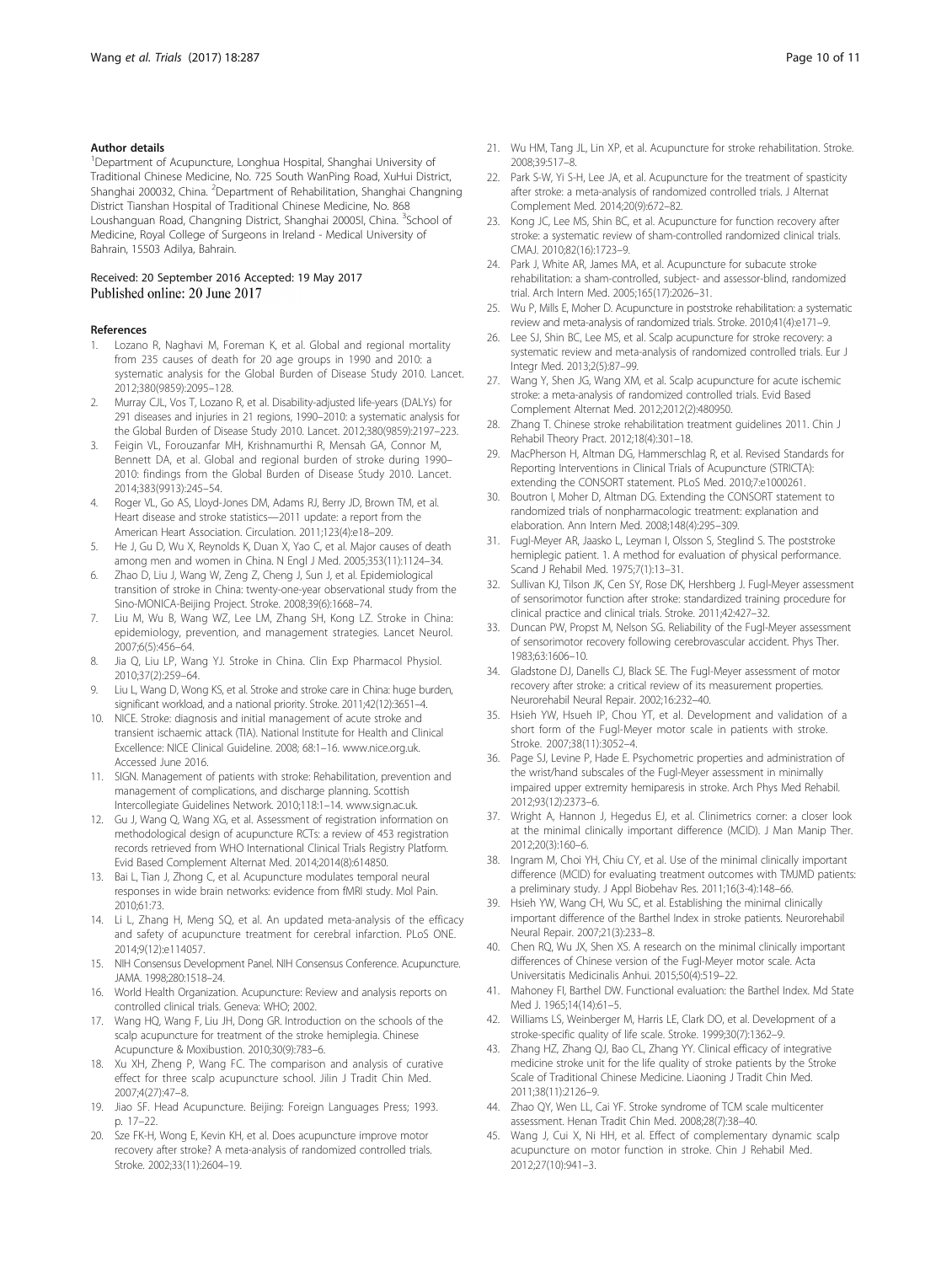#### Author details

[1]Department of Acupuncture, Longhua Hospital, Shanghai University of Traditional Chinese Medicine, No. 725 South WanPing Road, XuHui District, Shanghai 200032, China. [2]Department of Rehabilitation, Shanghai Changning District Tianshan Hospital of Traditional Chinese Medicine, No. 868 Loushanguan Road, Changning District, Shanghai 20005l, China. [3]School of Medicine, Royal College of Surgeons in Ireland - Medical University of Bahrain, 15503 Adilya, Bahrain.

Received: 20 September 2016 Accepted: 19 May 2017
Published online: 20 June 2017

#### References

1. Lozano R, Naghavi M, Foreman K, et al. Global and regional mortality from 235 causes of death for 20 age groups in 1990 and 2010: a systematic analysis for the Global Burden of Disease Study 2010. Lancet. 2012;380(9859):2095–128.
2. Murray CJL, Vos T, Lozano R, et al. Disability-adjusted life-years (DALYs) for 291 diseases and injuries in 21 regions, 1990–2010: a systematic analysis for the Global Burden of Disease Study 2010. Lancet. 2012;380(9859):2197–223.
3. Feigin VL, Forouzanfar MH, Krishnamurthi R, Mensah GA, Connor M, Bennett DA, et al. Global and regional burden of stroke during 1990–2010: findings from the Global Burden of Disease Study 2010. Lancet. 2014;383(9913):245–54.
4. Roger VL, Go AS, Lloyd-Jones DM, Adams RJ, Berry JD, Brown TM, et al. Heart disease and stroke statistics—2011 update: a report from the American Heart Association. Circulation. 2011;123(4):e18–209.
5. He J, Gu D, Wu X, Reynolds K, Duan X, Yao C, et al. Major causes of death among men and women in China. N Engl J Med. 2005;353(11):1124–34.
6. Zhao D, Liu J, Wang W, Zeng Z, Cheng J, Sun J, et al. Epidemiological transition of stroke in China: twenty-one-year observational study from the Sino-MONICA-Beijing Project. Stroke. 2008;39(6):1668–74.
7. Liu M, Wu B, Wang WZ, Lee LM, Zhang SH, Kong LZ. Stroke in China: epidemiology, prevention, and management strategies. Lancet Neurol. 2007;6(5):456–64.
8. Jia Q, Liu LP, Wang YJ. Stroke in China. Clin Exp Pharmacol Physiol. 2010;37(2):259–64.
9. Liu L, Wang D, Wong KS, et al. Stroke and stroke care in China: huge burden, significant workload, and a national priority. Stroke. 2011;42(12):3651–4.
10. NICE. Stroke: diagnosis and initial management of acute stroke and transient ischaemic attack (TIA). National Institute for Health and Clinical Excellence: NICE Clinical Guideline. 2008; 68:1–16. www.nice.org.uk. Accessed June 2016.
11. SIGN. Management of patients with stroke: Rehabilitation, prevention and management of complications, and discharge planning. Scottish Intercollegiate Guidelines Network. 2010;118:1–14. www.sign.ac.uk.
12. Gu J, Wang Q, Wang XG, et al. Assessment of registration information on methodological design of acupuncture RCTs: a review of 453 registration records retrieved from WHO International Clinical Trials Registry Platform. Evid Based Complement Alternat Med. 2014;2014(8):614850.
13. Bai L, Tian J, Zhong C, et al. Acupuncture modulates temporal neural responses in wide brain networks: evidence from fMRI study. Mol Pain. 2010;61:73.
14. Li L, Zhang H, Meng SQ, et al. An updated meta-analysis of the efficacy and safety of acupuncture treatment for cerebral infarction. PLoS ONE. 2014;9(12):e114057.
15. NIH Consensus Development Panel. NIH Consensus Conference. Acupuncture. JAMA. 1998;280:1518–24.
16. World Health Organization. Acupuncture: Review and analysis reports on controlled clinical trials. Geneva: WHO; 2002.
17. Wang HQ, Wang F, Liu JH, Dong GR. Introduction on the schools of the scalp acupuncture for treatment of the stroke hemiplegia. Chinese Acupuncture & Moxibustion. 2010;30(9):783–6.
18. Xu XH, Zheng P, Wang FC. The comparison and analysis of curative effect for three scalp acupuncture school. Jilin J Tradit Chin Med. 2007;4(27):47–8.
19. Jiao SF. Head Acupuncture. Beijing: Foreign Languages Press; 1993. p. 17–22.
20. Sze FK-H, Wong E, Kevin KH, et al. Does acupuncture improve motor recovery after stroke? A meta-analysis of randomized controlled trials. Stroke. 2002;33(11):2604–19.
21. Wu HM, Tang JL, Lin XP, et al. Acupuncture for stroke rehabilitation. Stroke. 2008;39:517–8.
22. Park S-W, Yi S-H, Lee JA, et al. Acupuncture for the treatment of spasticity after stroke: a meta-analysis of randomized controlled trials. J Alternat Complement Med. 2014;20(9):672–82.
23. Kong JC, Lee MS, Shin BC, et al. Acupuncture for function recovery after stroke: a systematic review of sham-controlled randomized clinical trials. CMAJ. 2010;82(16):1723–9.
24. Park J, White AR, James MA, et al. Acupuncture for subacute stroke rehabilitation: a sham-controlled, subject- and assessor-blind, randomized trial. Arch Intern Med. 2005;165(17):2026–31.
25. Wu P, Mills E, Moher D. Acupuncture in poststroke rehabilitation: a systematic review and meta-analysis of randomized trials. Stroke. 2010;41(4):e171–9.
26. Lee SJ, Shin BC, Lee MS, et al. Scalp acupuncture for stroke recovery: a systematic review and meta-analysis of randomized controlled trials. Eur J Integr Med. 2013;2(5):87–99.
27. Wang Y, Shen JG, Wang XM, et al. Scalp acupuncture for acute ischemic stroke: a meta-analysis of randomized controlled trials. Evid Based Complement Alternat Med. 2012;2012(2):480950.
28. Zhang T. Chinese stroke rehabilitation treatment guidelines 2011. Chin J Rehabil Theory Pract. 2012;18(4):301–18.
29. MacPherson H, Altman DG, Hammerschlag R, et al. Revised Standards for Reporting Interventions in Clinical Trials of Acupuncture (STRICTA): extending the CONSORT statement. PLoS Med. 2010;7:e1000261.
30. Boutron I, Moher D, Altman DG. Extending the CONSORT statement to randomized trials of nonpharmacologic treatment: explanation and elaboration. Ann Intern Med. 2008;148(4):295–309.
31. Fugl-Meyer AR, Jaasko L, Leyman I, Olsson S, Steglind S. The poststroke hemiplegic patient. 1. A method for evaluation of physical performance. Scand J Rehabil Med. 1975;7(1):13–31.
32. Sullivan KJ, Tilson JK, Cen SY, Rose DK, Hershberg J. Fugl-Meyer assessment of sensorimotor function after stroke: standardized training procedure for clinical practice and clinical trials. Stroke. 2011;42:427–32.
33. Duncan PW, Propst M, Nelson SG. Reliability of the Fugl-Meyer assessment of sensorimotor recovery following cerebrovascular accident. Phys Ther. 1983;63:1606–10.
34. Gladstone DJ, Danells CJ, Black SE. The Fugl-Meyer assessment of motor recovery after stroke: a critical review of its measurement properties. Neurorehabil Neural Repair. 2002;16:232–40.
35. Hsieh YW, Hsueh IP, Chou YT, et al. Development and validation of a short form of the Fugl-Meyer motor scale in patients with stroke. Stroke. 2007;38(11):3052–4.
36. Page SJ, Levine P, Hade E. Psychometric properties and administration of the wrist/hand subscales of the Fugl-Meyer assessment in minimally impaired upper extremity hemiparesis in stroke. Arch Phys Med Rehabil. 2012;93(12):2373–6.
37. Wright A, Hannon J, Hegedus EJ, et al. Clinimetrics corner: a closer look at the minimal clinically important difference (MCID). J Man Manip Ther. 2012;20(3):160–6.
38. Ingram M, Choi YH, Chiu CY, et al. Use of the minimal clinically important difference (MCID) for evaluating treatment outcomes with TMJMD patients: a preliminary study. J Appl Biobehav Res. 2011;16(3-4):148–66.
39. Hsieh YW, Wang CH, Wu SC, et al. Establishing the minimal clinically important difference of the Barthel Index in stroke patients. Neurorehabil Neural Repair. 2007;21(3):233–8.
40. Chen RQ, Wu JX, Shen XS. A research on the minimal clinically important differences of Chinese version of the Fugl-Meyer motor scale. Acta Universitatis Medicinalis Anhui. 2015;50(4):519–22.
41. Mahoney FI, Barthel DW. Functional evaluation: the Barthel Index. Md State Med J. 1965;14(14):61–5.
42. Williams LS, Weinberger M, Harris LE, Clark DO, et al. Development of a stroke-specific quality of life scale. Stroke. 1999;30(7):1362–9.
43. Zhang HZ, Zhang QJ, Bao CL, Zhang YY. Clinical efficacy of integrative medicine stroke unit for the life quality of stroke patients by the Stroke Scale of Traditional Chinese Medicine. Liaoning J Tradit Chin Med. 2011;38(11):2126–9.
44. Zhao QY, Wen LL, Cai YF. Stroke syndrome of TCM scale multicenter assessment. Henan Tradit Chin Med. 2008;28(7):38–40.
45. Wang J, Cui X, Ni HH, et al. Effect of complementary dynamic scalp acupuncture on motor function in stroke. Chin J Rehabil Med. 2012;27(10):941–3.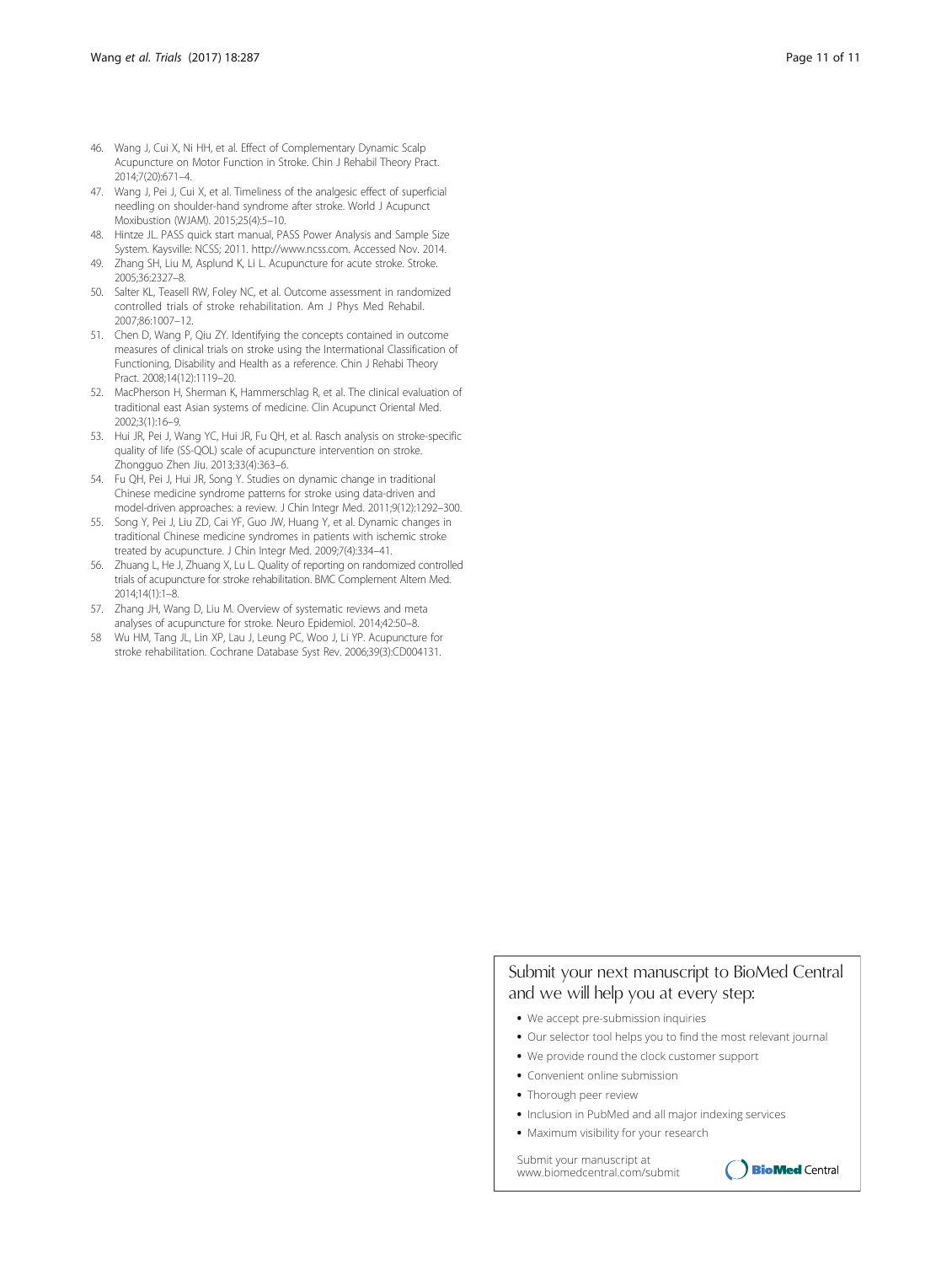46. Wang J, Cui X, Ni HH, et al. Effect of Complementary Dynamic Scalp Acupuncture on Motor Function in Stroke. Chin J Rehabil Theory Pract. 2014;7(20):671–4.
47. Wang J, Pei J, Cui X, et al. Timeliness of the analgesic effect of superficial needling on shoulder-hand syndrome after stroke. World J Acupunct Moxibustion (WJAM). 2015;25(4):5–10.
48. Hintze JL. PASS quick start manual, PASS Power Analysis and Sample Size System. Kaysville: NCSS; 2011. http://www.ncss.com. Accessed Nov. 2014.
49. Zhang SH, Liu M, Asplund K, Li L. Acupuncture for acute stroke. Stroke. 2005;36:2327–8.
50. Salter KL, Teasell RW, Foley NC, et al. Outcome assessment in randomized controlled trials of stroke rehabilitation. Am J Phys Med Rehabil. 2007;86:1007–12.
51. Chen D, Wang P, Qiu ZY. Identifying the concepts contained in outcome measures of clinical trials on stroke using the International Classification of Functioning, Disability and Health as a reference. Chin J Rehabi Theory Pract. 2008;14(12):1119–20.
52. MacPherson H, Sherman K, Hammerschlag R, et al. The clinical evaluation of traditional east Asian systems of medicine. Clin Acupunct Oriental Med. 2002;3(1):16–9.
53. Hui JR, Pei J, Wang YC, Hui JR, Fu QH, et al. Rasch analysis on stroke-specific quality of life (SS-QOL) scale of acupuncture intervention on stroke. Zhongguo Zhen Jiu. 2013;33(4):363–6.
54. Fu QH, Pei J, Hui JR, Song Y. Studies on dynamic change in traditional Chinese medicine syndrome patterns for stroke using data-driven and model-driven approaches: a review. J Chin Integr Med. 2011;9(12):1292–300.
55. Song Y, Pei J, Liu ZD, Cai YF, Guo JW, Huang Y, et al. Dynamic changes in traditional Chinese medicine syndromes in patients with ischemic stroke treated by acupuncture. J Chin Integr Med. 2009;7(4):334–41.
56. Zhuang L, He J, Zhuang X, Lu L. Quality of reporting on randomized controlled trials of acupuncture for stroke rehabilitation. BMC Complement Altern Med. 2014;14(1):1–8.
57. Zhang JH, Wang D, Liu M. Overview of systematic reviews and meta analyses of acupuncture for stroke. Neuro Epidemiol. 2014;42:50–8.
58 Wu HM, Tang JL, Lin XP, Lau J, Leung PC, Woo J, Li YP. Acupuncture for stroke rehabilitation. Cochrane Database Syst Rev. 2006;39(3):CD004131.

Submit your next manuscript to BioMed Central and we will help you at every step:

- We accept pre-submission inquiries
- Our selector tool helps you to find the most relevant journal
- We provide round the clock customer support
- Convenient online submission
- Thorough peer review
- Inclusion in PubMed and all major indexing services
- Maximum visibility for your research

Submit your manuscript at www.biomedcentral.com/submit

BioMed Central